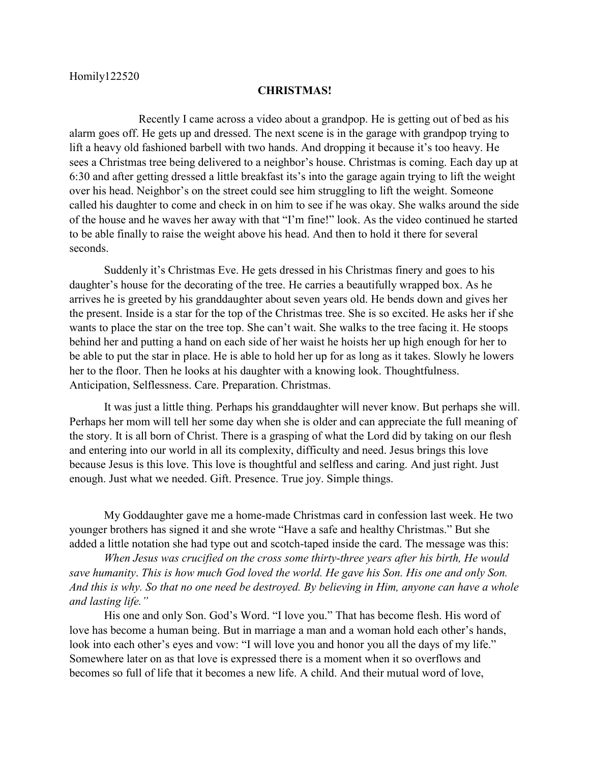Homily122520

**CHRISTMAS!**

Recently I came across a video about a grandpop. He is getting out of bed as his alarm goes off. He gets up and dressed. The next scene is in the garage with grandpop trying to lift a heavy old fashioned barbell with two hands. And dropping it because it's too heavy. He sees a Christmas tree being delivered to a neighbor's house. Christmas is coming. Each day up at 6:30 and after getting dressed a little breakfast its's into the garage again trying to lift the weight over his head. Neighbor's on the street could see him struggling to lift the weight. Someone called his daughter to come and check in on him to see if he was okay. She walks around the side of the house and he waves her away with that "I'm fine!" look. As the video continued he started to be able finally to raise the weight above his head. And then to hold it there for several seconds.

Suddenly it's Christmas Eve. He gets dressed in his Christmas finery and goes to his daughter's house for the decorating of the tree. He carries a beautifully wrapped box. As he arrives he is greeted by his granddaughter about seven years old. He bends down and gives her the present. Inside is a star for the top of the Christmas tree. She is so excited. He asks her if she wants to place the star on the tree top. She can't wait. She walks to the tree facing it. He stoops behind her and putting a hand on each side of her waist he hoists her up high enough for her to be able to put the star in place. He is able to hold her up for as long as it takes. Slowly he lowers her to the floor. Then he looks at his daughter with a knowing look. Thoughtfulness. Anticipation, Selflessness. Care. Preparation. Christmas.

It was just a little thing. Perhaps his granddaughter will never know. But perhaps she will. Perhaps her mom will tell her some day when she is older and can appreciate the full meaning of the story. It is all born of Christ. There is a grasping of what the Lord did by taking on our flesh and entering into our world in all its complexity, difficulty and need. Jesus brings this love because Jesus is this love. This love is thoughtful and selfless and caring. And just right. Just enough. Just what we needed. Gift. Presence. True joy. Simple things.

My Goddaughter gave me a home-made Christmas card in confession last week. He two younger brothers has signed it and she wrote "Have a safe and healthy Christmas." But she added a little notation she had type out and scotch-taped inside the card. The message was this:

*When Jesus was crucified on the cross some thirty-three years after his birth, He would save humanity. This is how much God loved the world. He gave his Son. His one and only Son. And this is why. So that no one need be destroyed. By believing in Him, anyone can have a whole and lasting life."*

His one and only Son. God's Word. "I love you." That has become flesh. His word of love has become a human being. But in marriage a man and a woman hold each other's hands, look into each other's eyes and vow: "I will love you and honor you all the days of my life." Somewhere later on as that love is expressed there is a moment when it so overflows and becomes so full of life that it becomes a new life. A child. And their mutual word of love,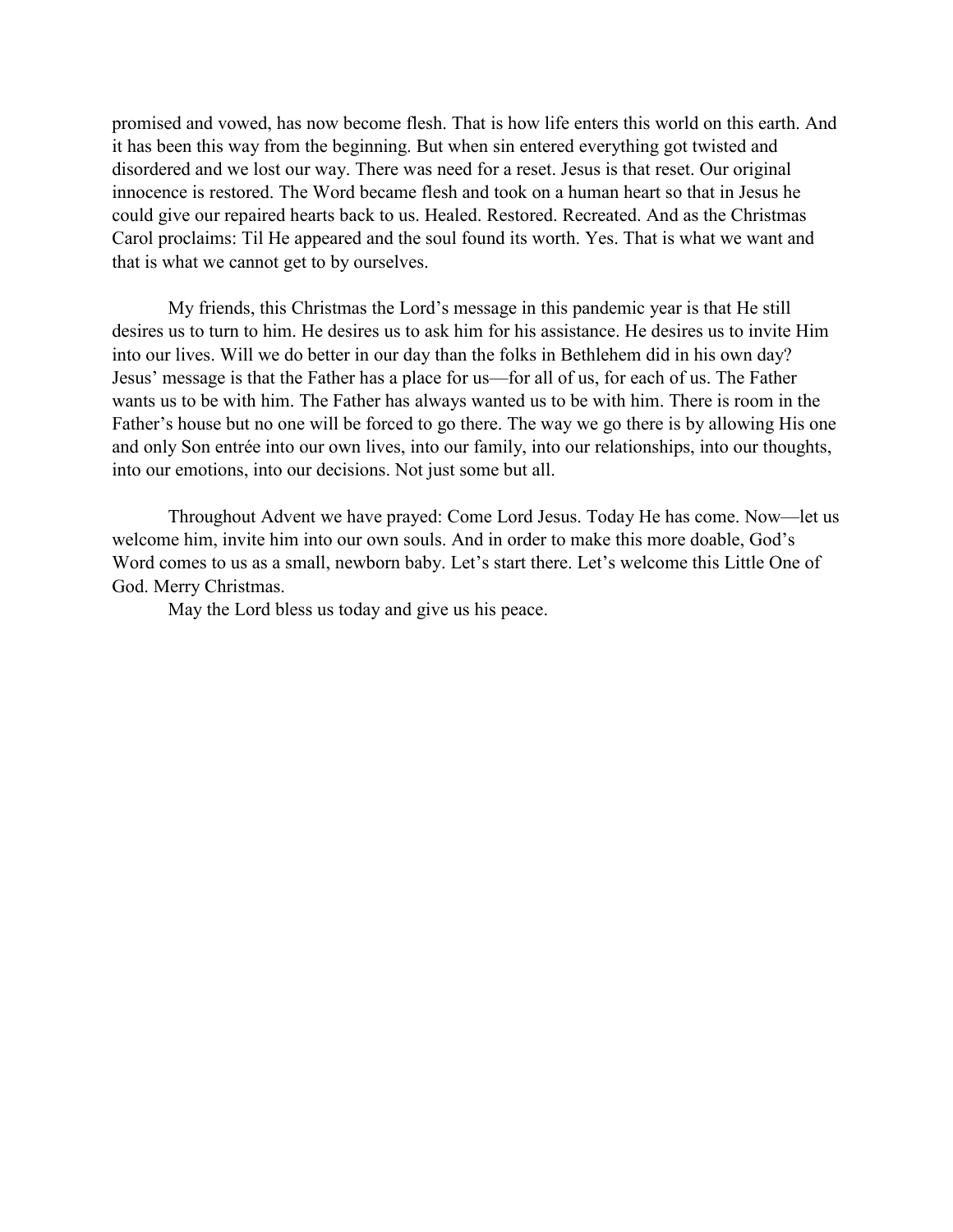promised and vowed, has now become flesh. That is how life enters this world on this earth. And it has been this way from the beginning. But when sin entered everything got twisted and disordered and we lost our way. There was need for a reset. Jesus is that reset. Our original innocence is restored. The Word became flesh and took on a human heart so that in Jesus he could give our repaired hearts back to us. Healed. Restored. Recreated. And as the Christmas Carol proclaims: Til He appeared and the soul found its worth. Yes. That is what we want and that is what we cannot get to by ourselves.

My friends, this Christmas the Lord's message in this pandemic year is that He still desires us to turn to him. He desires us to ask him for his assistance. He desires us to invite Him into our lives. Will we do better in our day than the folks in Bethlehem did in his own day? Jesus' message is that the Father has a place for us—for all of us, for each of us. The Father wants us to be with him. The Father has always wanted us to be with him. There is room in the Father's house but no one will be forced to go there. The way we go there is by allowing His one and only Son entrée into our own lives, into our family, into our relationships, into our thoughts, into our emotions, into our decisions. Not just some but all.

Throughout Advent we have prayed: Come Lord Jesus. Today He has come. Now—let us welcome him, invite him into our own souls. And in order to make this more doable, God's Word comes to us as a small, newborn baby. Let's start there. Let's welcome this Little One of God. Merry Christmas.

May the Lord bless us today and give us his peace.